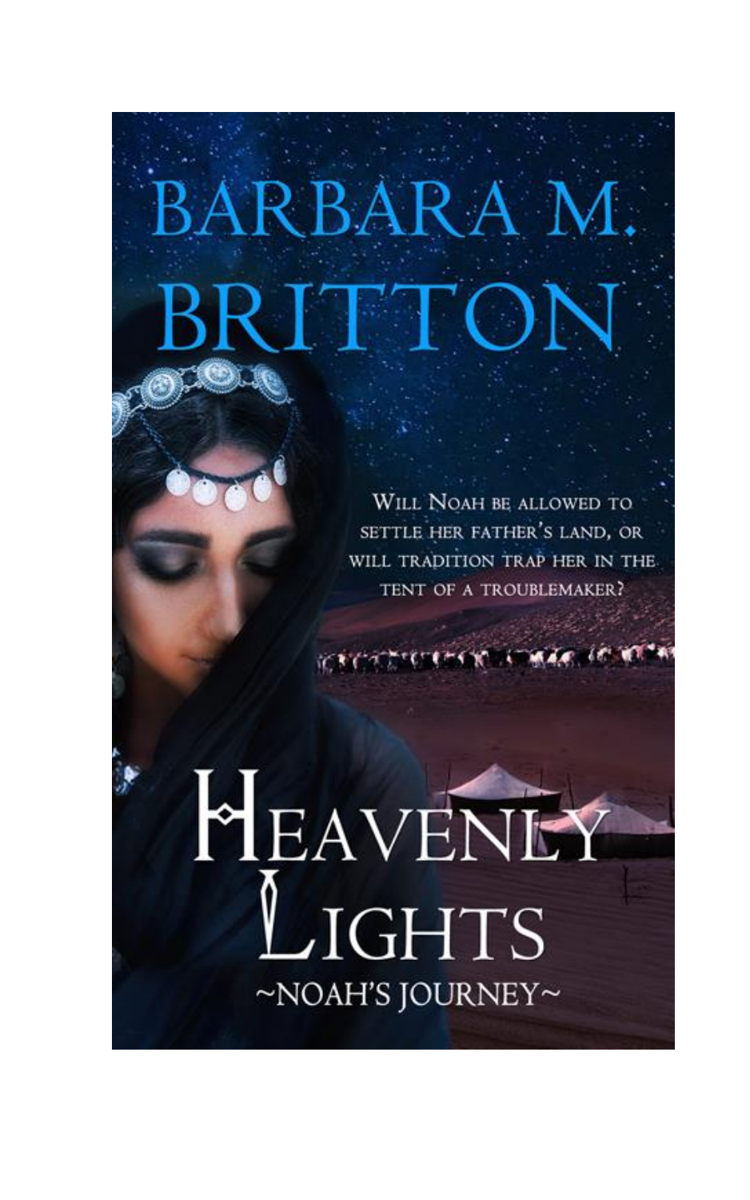# BARBARA M. BRITTON

WILL NOAH BE ALLOWED TO SETTLE HER FATHER'S LAND, OR WILL TRADITION TRAP HER IN THE TENT OF A TROUBLEMAKER?

# HEAVENLY LIGHTS

## ~NOAH'S JOURNEY~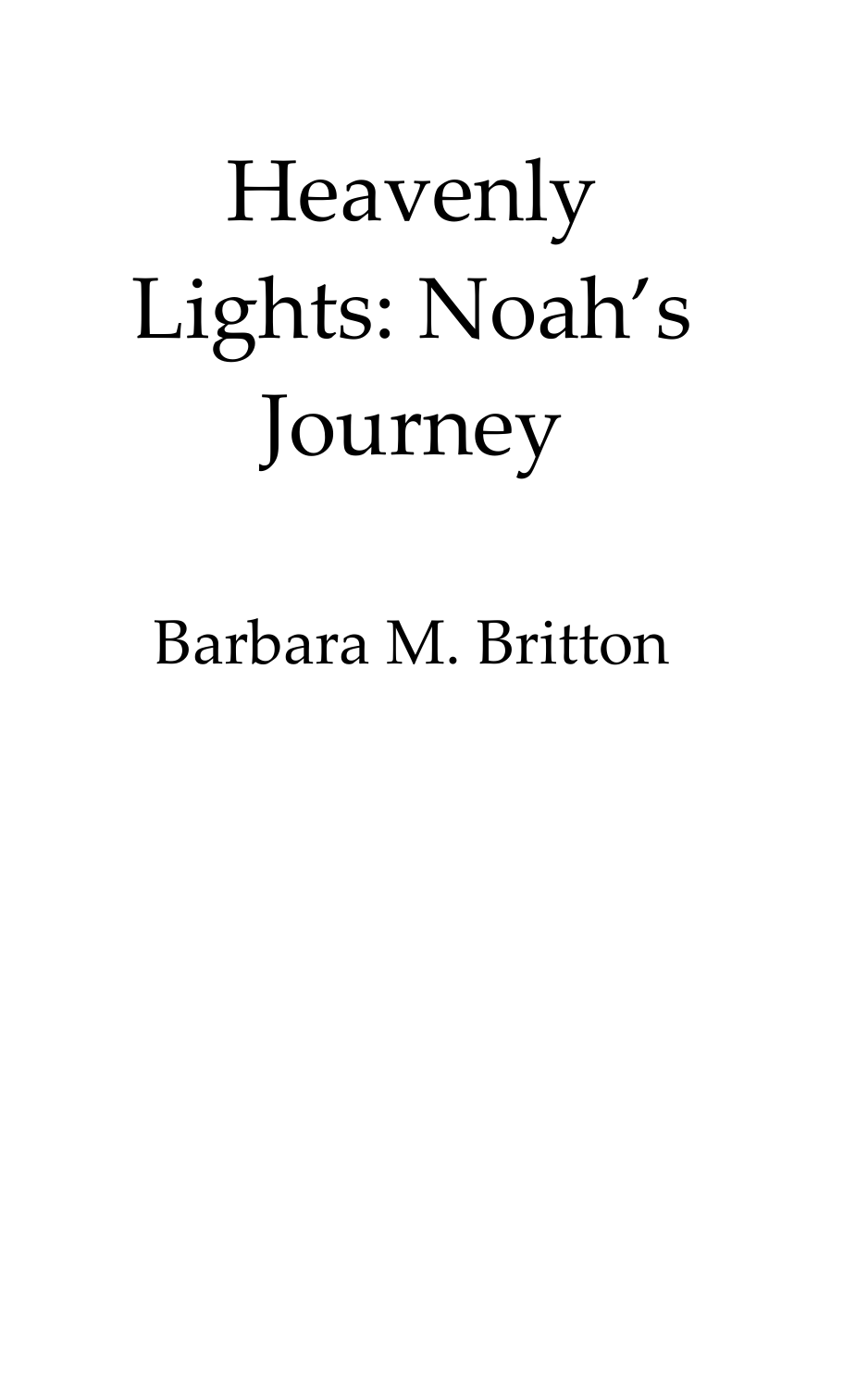# Heavenly Lights: Noah's Journey

Barbara M. Britton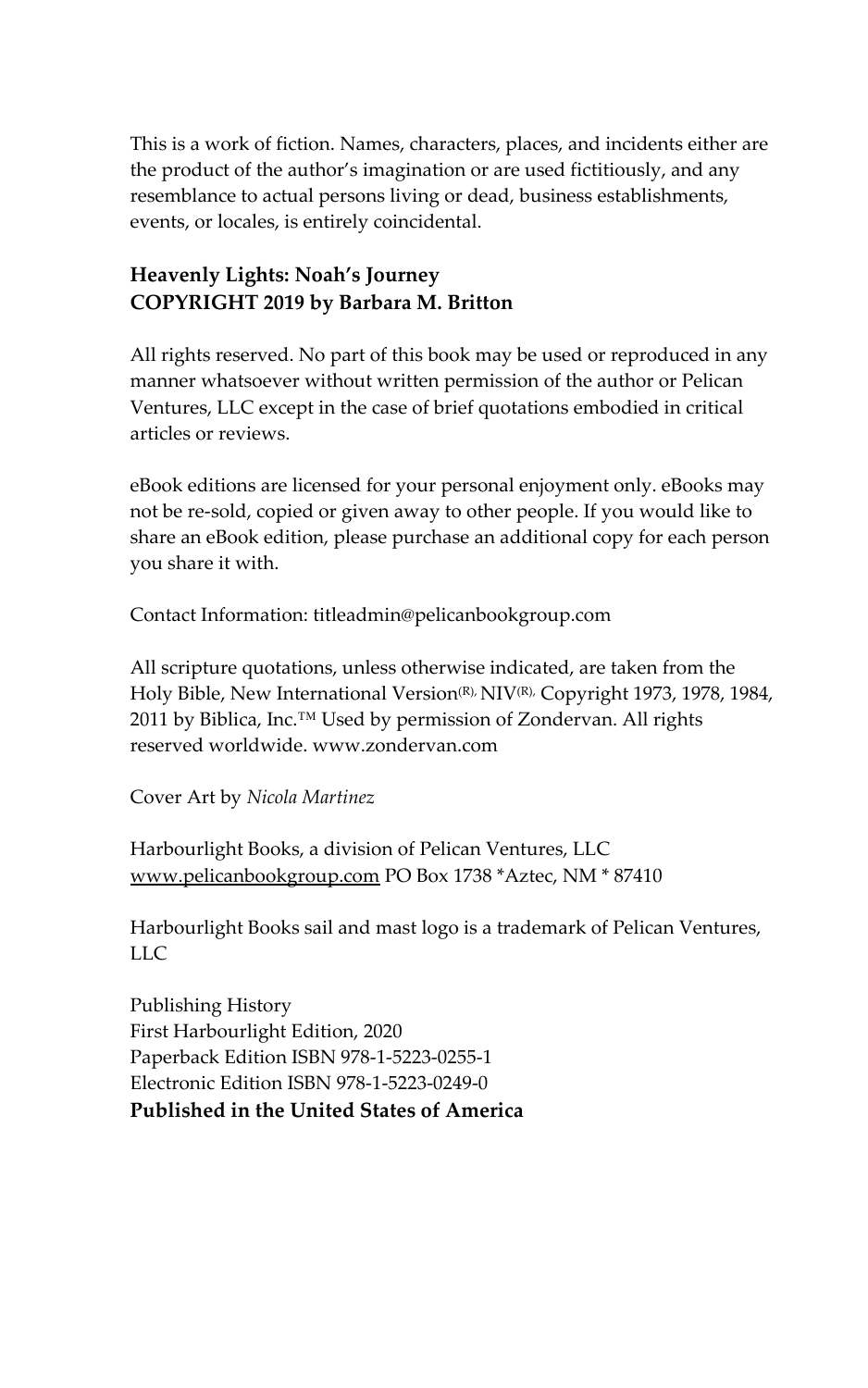This is a work of fiction. Names, characters, places, and incidents either are the product of the author's imagination or are used fictitiously, and any resemblance to actual persons living or dead, business establishments, events, or locales, is entirely coincidental.

**Heavenly Lights: Noah's Journey**
**COPYRIGHT 2019 by Barbara M. Britton**

All rights reserved. No part of this book may be used or reproduced in any manner whatsoever without written permission of the author or Pelican Ventures, LLC except in the case of brief quotations embodied in critical articles or reviews.

eBook editions are licensed for your personal enjoyment only. eBooks may not be re-sold, copied or given away to other people. If you would like to share an eBook edition, please purchase an additional copy for each person you share it with.

Contact Information: titleadmin@pelicanbookgroup.com

All scripture quotations, unless otherwise indicated, are taken from the Holy Bible, New International Version(R), NIV(R), Copyright 1973, 1978, 1984, 2011 by Biblica, Inc.™ Used by permission of Zondervan. All rights reserved worldwide. www.zondervan.com

Cover Art by *Nicola Martinez*

Harbourlight Books, a division of Pelican Ventures, LLC
www.pelicanbookgroup.com PO Box 1738 *Aztec, NM * 87410

Harbourlight Books sail and mast logo is a trademark of Pelican Ventures, LLC

Publishing History
First Harbourlight Edition, 2020
Paperback Edition ISBN 978-1-5223-0255-1
Electronic Edition ISBN 978-1-5223-0249-0
**Published in the United States of America**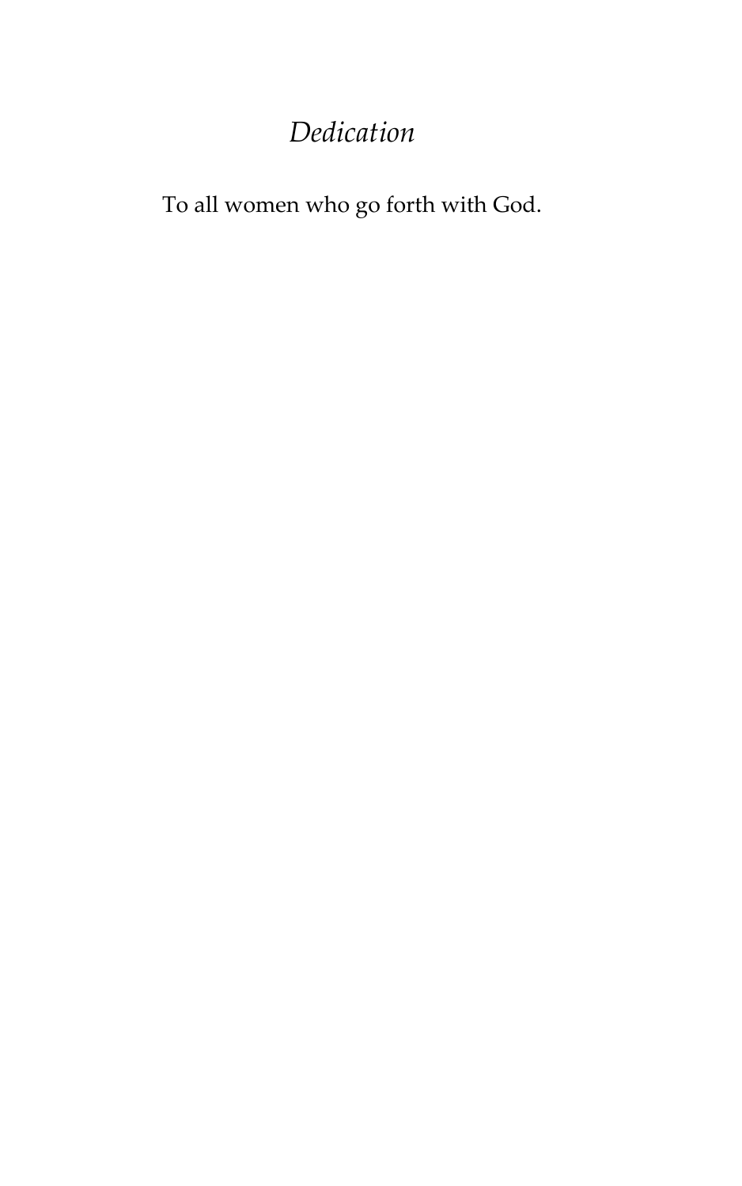# *Dedication*

To all women who go forth with God.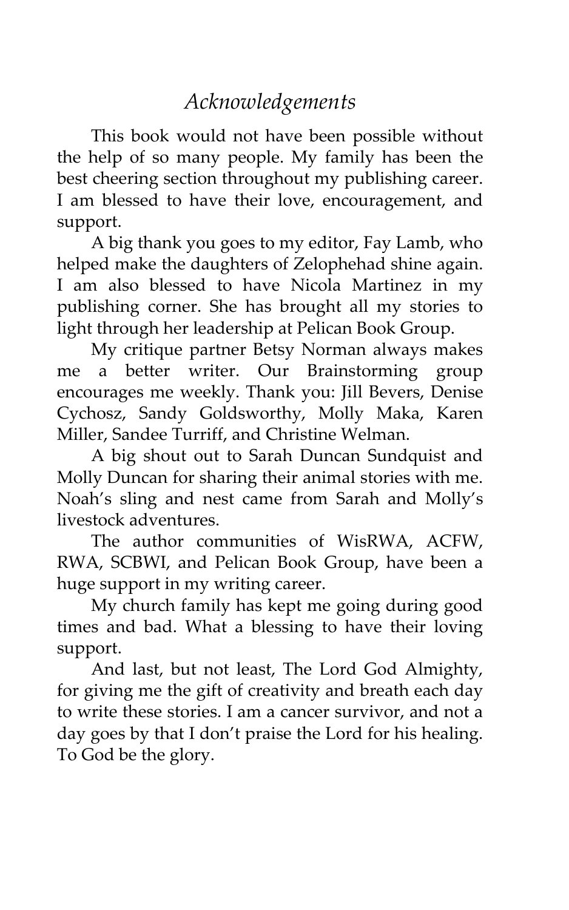# *Acknowledgements*

This book would not have been possible without the help of so many people. My family has been the best cheering section throughout my publishing career. I am blessed to have their love, encouragement, and support.

A big thank you goes to my editor, Fay Lamb, who helped make the daughters of Zelophehad shine again. I am also blessed to have Nicola Martinez in my publishing corner. She has brought all my stories to light through her leadership at Pelican Book Group.

My critique partner Betsy Norman always makes me a better writer. Our Brainstorming group encourages me weekly. Thank you: Jill Bevers, Denise Cychosz, Sandy Goldsworthy, Molly Maka, Karen Miller, Sandee Turriff, and Christine Welman.

A big shout out to Sarah Duncan Sundquist and Molly Duncan for sharing their animal stories with me. Noah's sling and nest came from Sarah and Molly's livestock adventures.

The author communities of WisRWA, ACFW, RWA, SCBWI, and Pelican Book Group, have been a huge support in my writing career.

My church family has kept me going during good times and bad. What a blessing to have their loving support.

And last, but not least, The Lord God Almighty, for giving me the gift of creativity and breath each day to write these stories. I am a cancer survivor, and not a day goes by that I don't praise the Lord for his healing. To God be the glory.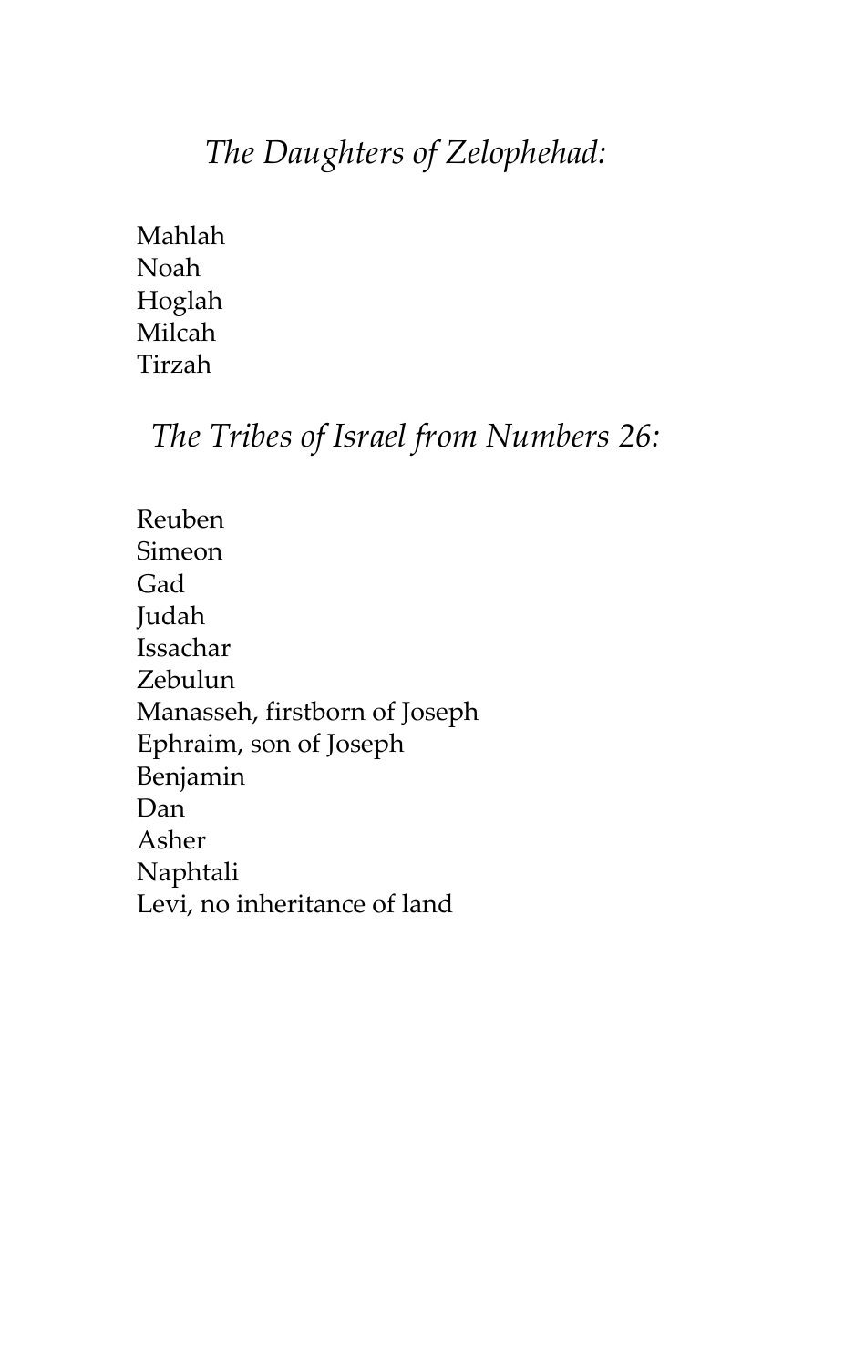## *The Daughters of Zelophehad:*

Mahlah
Noah
Hoglah
Milcah
Tirzah

## *The Tribes of Israel from Numbers 26:*

Reuben
Simeon
Gad
Judah
Issachar
Zebulun
Manasseh, firstborn of Joseph
Ephraim, son of Joseph
Benjamin
Dan
Asher
Naphtali
Levi, no inheritance of land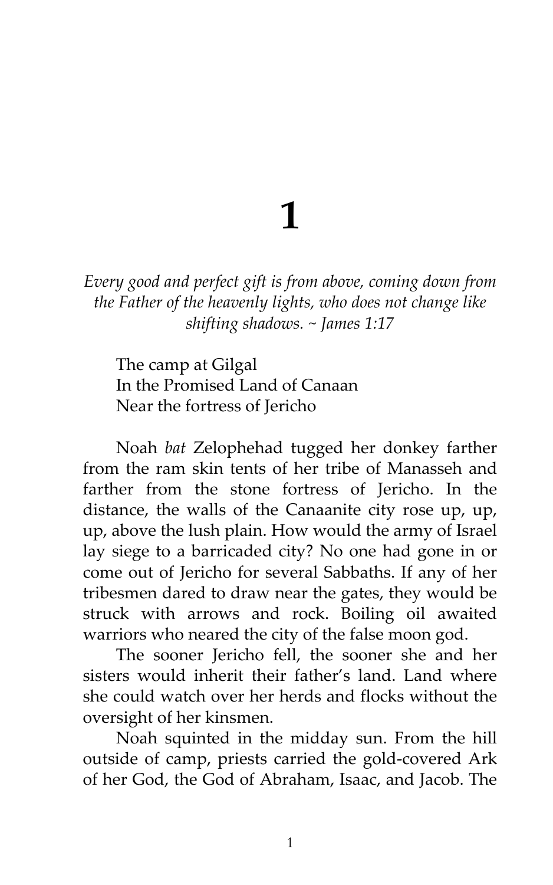# 1

*Every good and perfect gift is from above, coming down from the Father of the heavenly lights, who does not change like shifting shadows. ~ James 1:17*

The camp at Gilgal
In the Promised Land of Canaan
Near the fortress of Jericho

Noah *bat* Zelophehad tugged her donkey farther from the ram skin tents of her tribe of Manasseh and farther from the stone fortress of Jericho. In the distance, the walls of the Canaanite city rose up, up, up, above the lush plain. How would the army of Israel lay siege to a barricaded city? No one had gone in or come out of Jericho for several Sabbaths. If any of her tribesmen dared to draw near the gates, they would be struck with arrows and rock. Boiling oil awaited warriors who neared the city of the false moon god.

The sooner Jericho fell, the sooner she and her sisters would inherit their father's land. Land where she could watch over her herds and flocks without the oversight of her kinsmen.

Noah squinted in the midday sun. From the hill outside of camp, priests carried the gold-covered Ark of her God, the God of Abraham, Isaac, and Jacob. The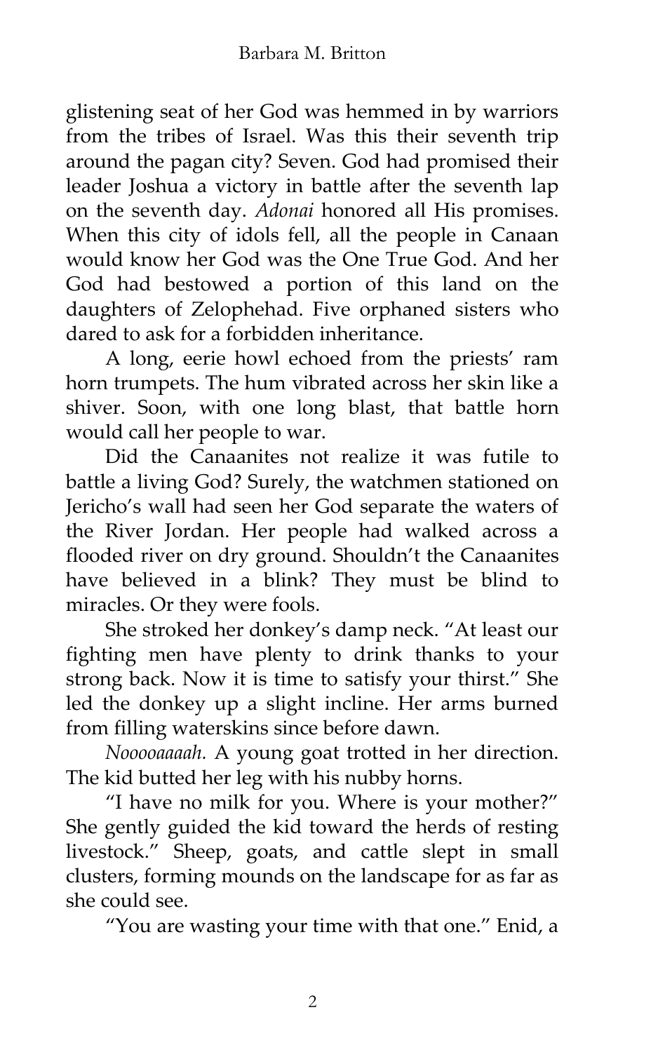glistening seat of her God was hemmed in by warriors from the tribes of Israel. Was this their seventh trip around the pagan city? Seven. God had promised their leader Joshua a victory in battle after the seventh lap on the seventh day. *Adonai* honored all His promises. When this city of idols fell, all the people in Canaan would know her God was the One True God. And her God had bestowed a portion of this land on the daughters of Zelophehad. Five orphaned sisters who dared to ask for a forbidden inheritance.

A long, eerie howl echoed from the priests' ram horn trumpets. The hum vibrated across her skin like a shiver. Soon, with one long blast, that battle horn would call her people to war.

Did the Canaanites not realize it was futile to battle a living God? Surely, the watchmen stationed on Jericho's wall had seen her God separate the waters of the River Jordan. Her people had walked across a flooded river on dry ground. Shouldn't the Canaanites have believed in a blink? They must be blind to miracles. Or they were fools.

She stroked her donkey's damp neck. "At least our fighting men have plenty to drink thanks to your strong back. Now it is time to satisfy your thirst." She led the donkey up a slight incline. Her arms burned from filling waterskins since before dawn.

*Nooooaaaah.* A young goat trotted in her direction. The kid butted her leg with his nubby horns.

"I have no milk for you. Where is your mother?" She gently guided the kid toward the herds of resting livestock." Sheep, goats, and cattle slept in small clusters, forming mounds on the landscape for as far as she could see.

"You are wasting your time with that one." Enid, a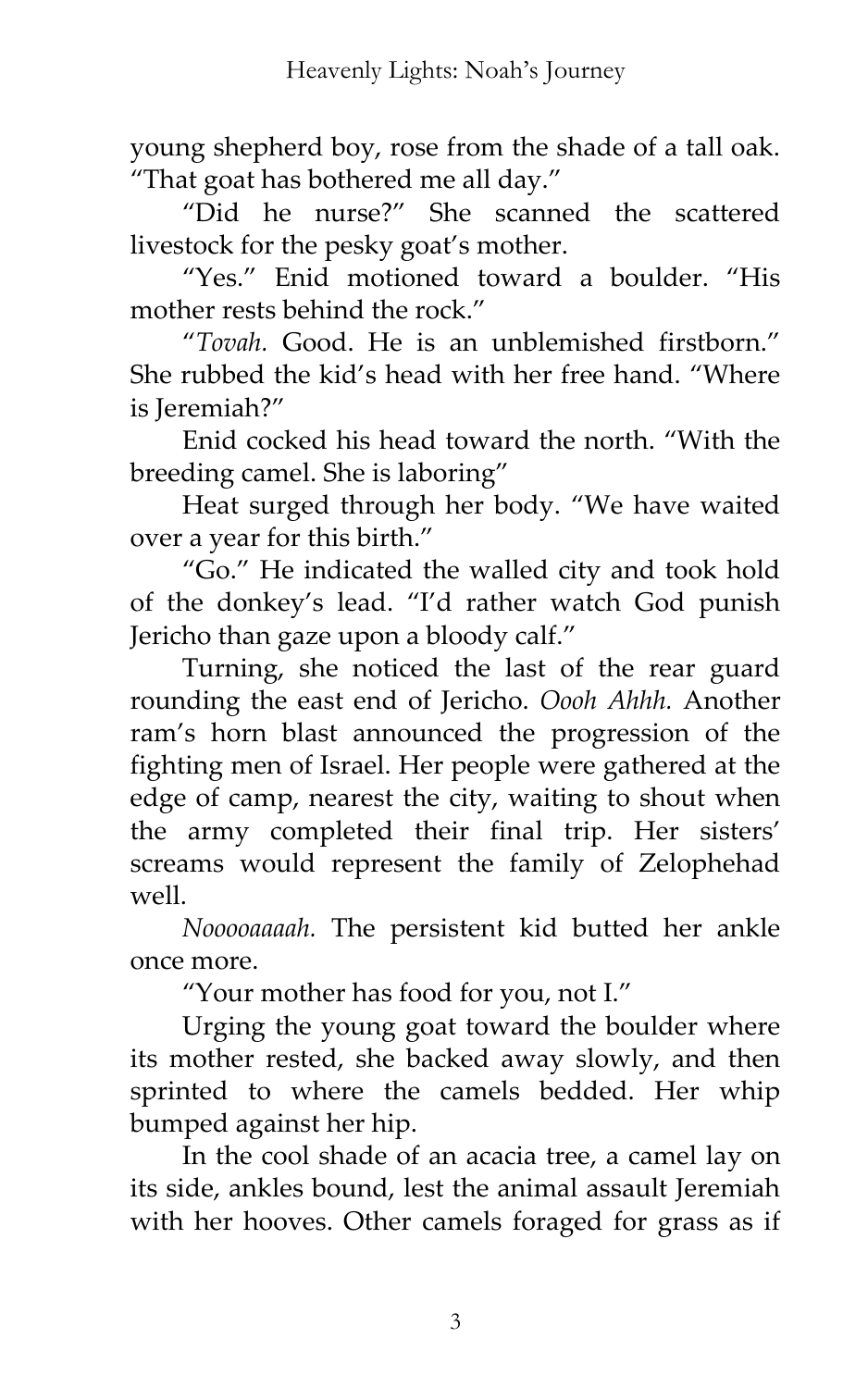young shepherd boy, rose from the shade of a tall oak. "That goat has bothered me all day."

"Did he nurse?" She scanned the scattered livestock for the pesky goat's mother.

"Yes." Enid motioned toward a boulder. "His mother rests behind the rock."

"*Tovah.* Good. He is an unblemished firstborn." She rubbed the kid's head with her free hand. "Where is Jeremiah?"

Enid cocked his head toward the north. "With the breeding camel. She is laboring"

Heat surged through her body. "We have waited over a year for this birth."

"Go." He indicated the walled city and took hold of the donkey's lead. "I'd rather watch God punish Jericho than gaze upon a bloody calf."

Turning, she noticed the last of the rear guard rounding the east end of Jericho. *Oooh Ahhh.* Another ram's horn blast announced the progression of the fighting men of Israel. Her people were gathered at the edge of camp, nearest the city, waiting to shout when the army completed their final trip. Her sisters' screams would represent the family of Zelophehad well.

*Nooooaaaah.* The persistent kid butted her ankle once more.

"Your mother has food for you, not I."

Urging the young goat toward the boulder where its mother rested, she backed away slowly, and then sprinted to where the camels bedded. Her whip bumped against her hip.

In the cool shade of an acacia tree, a camel lay on its side, ankles bound, lest the animal assault Jeremiah with her hooves. Other camels foraged for grass as if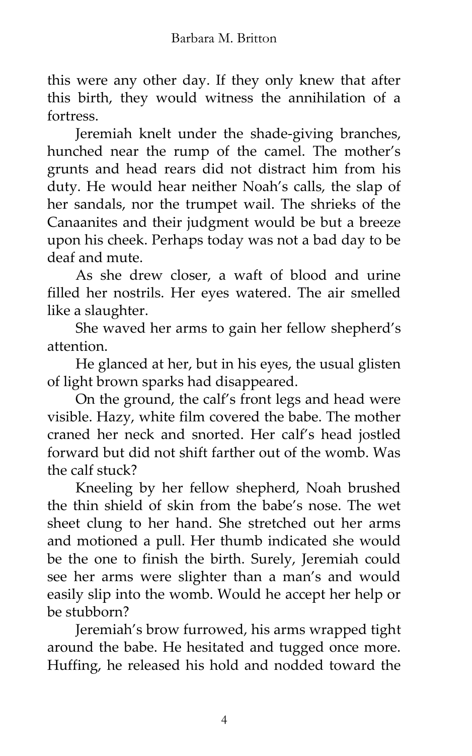this were any other day. If they only knew that after this birth, they would witness the annihilation of a fortress.

Jeremiah knelt under the shade-giving branches, hunched near the rump of the camel. The mother's grunts and head rears did not distract him from his duty. He would hear neither Noah's calls, the slap of her sandals, nor the trumpet wail. The shrieks of the Canaanites and their judgment would be but a breeze upon his cheek. Perhaps today was not a bad day to be deaf and mute.

As she drew closer, a waft of blood and urine filled her nostrils. Her eyes watered. The air smelled like a slaughter.

She waved her arms to gain her fellow shepherd's attention.

He glanced at her, but in his eyes, the usual glisten of light brown sparks had disappeared.

On the ground, the calf's front legs and head were visible. Hazy, white film covered the babe. The mother craned her neck and snorted. Her calf's head jostled forward but did not shift farther out of the womb. Was the calf stuck?

Kneeling by her fellow shepherd, Noah brushed the thin shield of skin from the babe's nose. The wet sheet clung to her hand. She stretched out her arms and motioned a pull. Her thumb indicated she would be the one to finish the birth. Surely, Jeremiah could see her arms were slighter than a man's and would easily slip into the womb. Would he accept her help or be stubborn?

Jeremiah's brow furrowed, his arms wrapped tight around the babe. He hesitated and tugged once more. Huffing, he released his hold and nodded toward the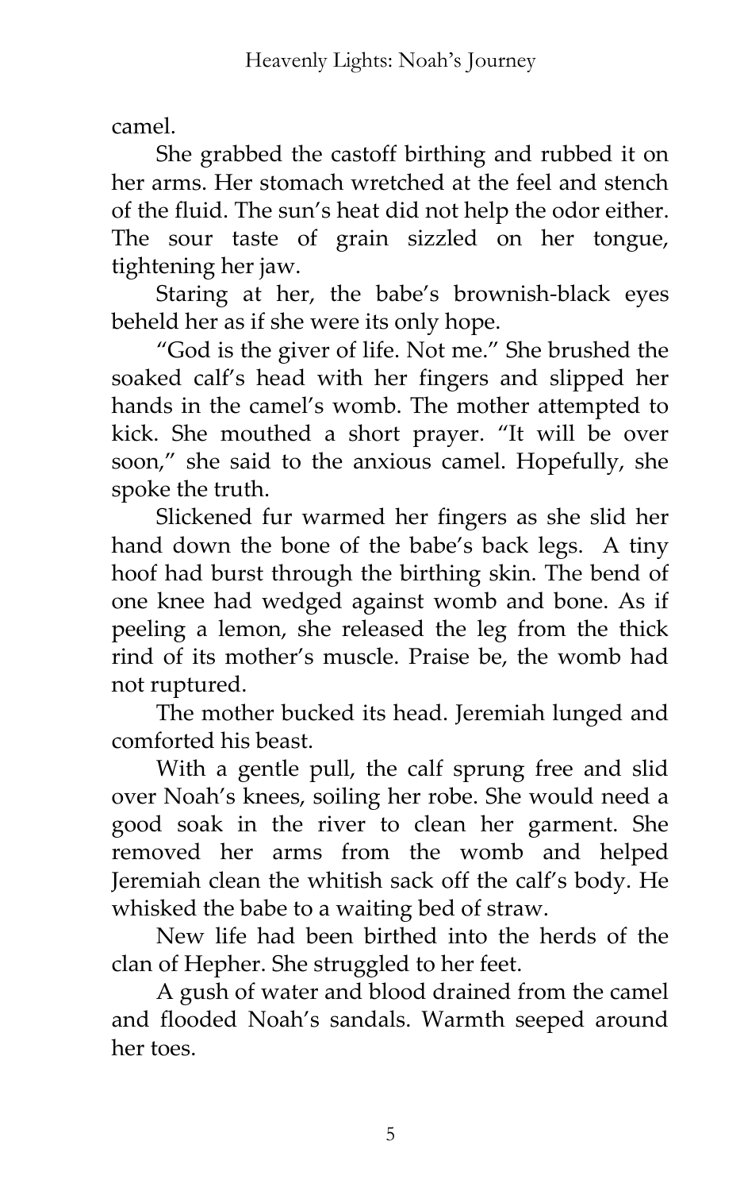camel.

She grabbed the castoff birthing and rubbed it on her arms. Her stomach wretched at the feel and stench of the fluid. The sun's heat did not help the odor either. The sour taste of grain sizzled on her tongue, tightening her jaw.

Staring at her, the babe's brownish-black eyes beheld her as if she were its only hope.

"God is the giver of life. Not me." She brushed the soaked calf's head with her fingers and slipped her hands in the camel's womb. The mother attempted to kick. She mouthed a short prayer. "It will be over soon," she said to the anxious camel. Hopefully, she spoke the truth.

Slickened fur warmed her fingers as she slid her hand down the bone of the babe's back legs. A tiny hoof had burst through the birthing skin. The bend of one knee had wedged against womb and bone. As if peeling a lemon, she released the leg from the thick rind of its mother's muscle. Praise be, the womb had not ruptured.

The mother bucked its head. Jeremiah lunged and comforted his beast.

With a gentle pull, the calf sprung free and slid over Noah's knees, soiling her robe. She would need a good soak in the river to clean her garment. She removed her arms from the womb and helped Jeremiah clean the whitish sack off the calf's body. He whisked the babe to a waiting bed of straw.

New life had been birthed into the herds of the clan of Hepher. She struggled to her feet.

A gush of water and blood drained from the camel and flooded Noah's sandals. Warmth seeped around her toes.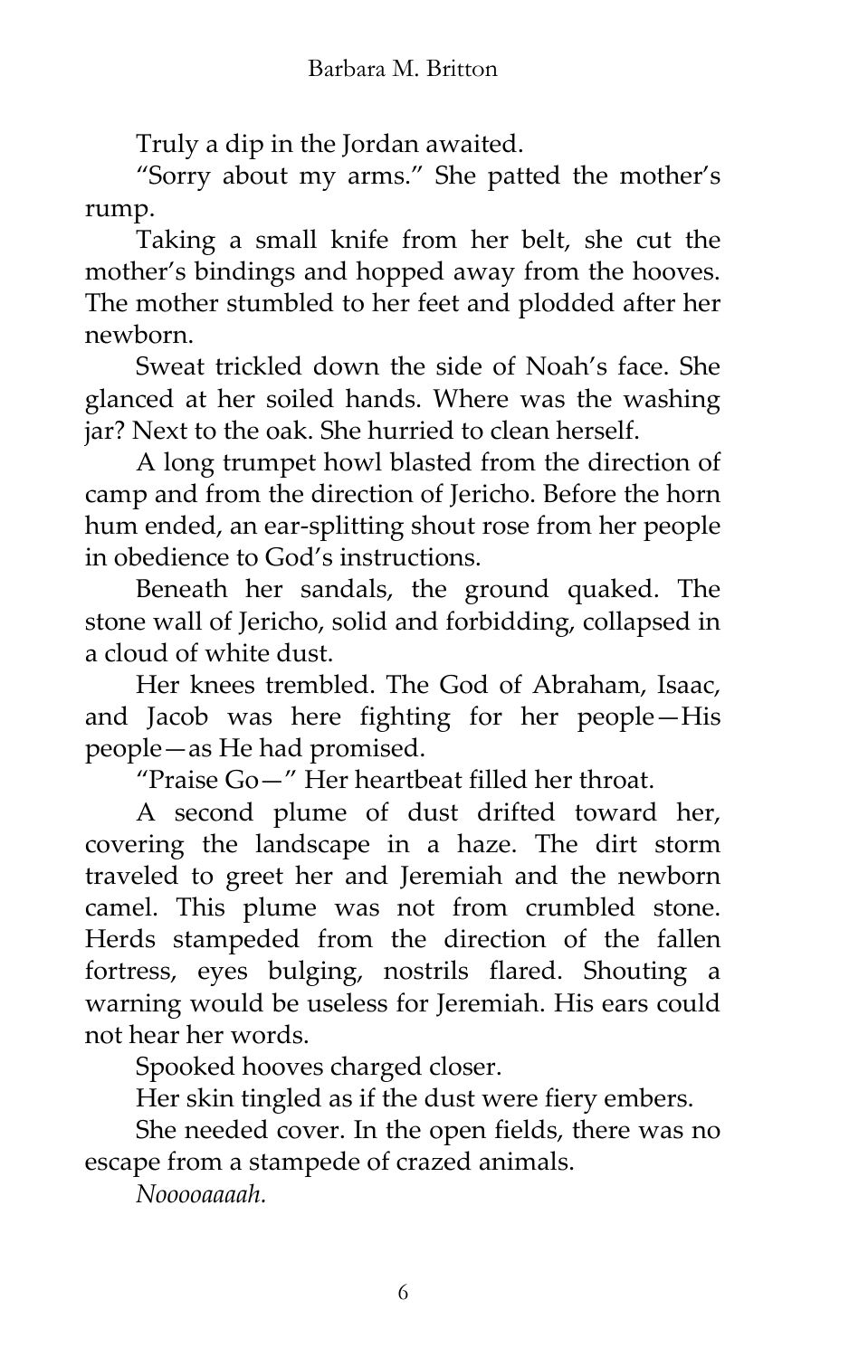Truly a dip in the Jordan awaited.

"Sorry about my arms." She patted the mother's rump.

Taking a small knife from her belt, she cut the mother's bindings and hopped away from the hooves. The mother stumbled to her feet and plodded after her newborn.

Sweat trickled down the side of Noah's face. She glanced at her soiled hands. Where was the washing jar? Next to the oak. She hurried to clean herself.

A long trumpet howl blasted from the direction of camp and from the direction of Jericho. Before the horn hum ended, an ear-splitting shout rose from her people in obedience to God's instructions.

Beneath her sandals, the ground quaked. The stone wall of Jericho, solid and forbidding, collapsed in a cloud of white dust.

Her knees trembled. The God of Abraham, Isaac, and Jacob was here fighting for her people—His people—as He had promised.

"Praise Go—" Her heartbeat filled her throat.

A second plume of dust drifted toward her, covering the landscape in a haze. The dirt storm traveled to greet her and Jeremiah and the newborn camel. This plume was not from crumbled stone. Herds stampeded from the direction of the fallen fortress, eyes bulging, nostrils flared. Shouting a warning would be useless for Jeremiah. His ears could not hear her words.

Spooked hooves charged closer.

Her skin tingled as if the dust were fiery embers.

She needed cover. In the open fields, there was no escape from a stampede of crazed animals.

*Nooooaaaah.*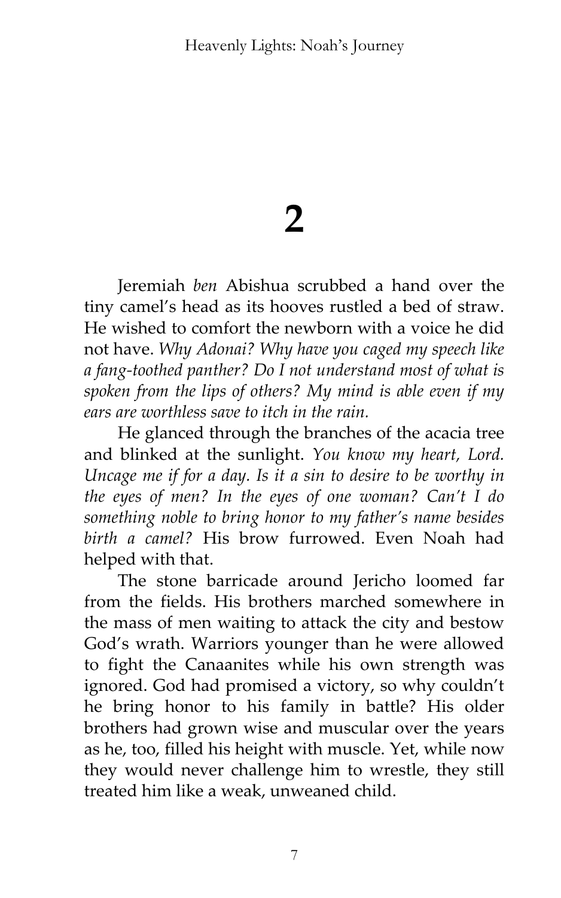# 2

Jeremiah *ben* Abishua scrubbed a hand over the tiny camel's head as its hooves rustled a bed of straw. He wished to comfort the newborn with a voice he did not have. *Why Adonai? Why have you caged my speech like a fang-toothed panther? Do I not understand most of what is spoken from the lips of others? My mind is able even if my ears are worthless save to itch in the rain.*

He glanced through the branches of the acacia tree and blinked at the sunlight. *You know my heart, Lord. Uncage me if for a day. Is it a sin to desire to be worthy in the eyes of men? In the eyes of one woman? Can't I do something noble to bring honor to my father's name besides birth a camel?* His brow furrowed. Even Noah had helped with that.

The stone barricade around Jericho loomed far from the fields. His brothers marched somewhere in the mass of men waiting to attack the city and bestow God's wrath. Warriors younger than he were allowed to fight the Canaanites while his own strength was ignored. God had promised a victory, so why couldn't he bring honor to his family in battle? His older brothers had grown wise and muscular over the years as he, too, filled his height with muscle. Yet, while now they would never challenge him to wrestle, they still treated him like a weak, unweaned child.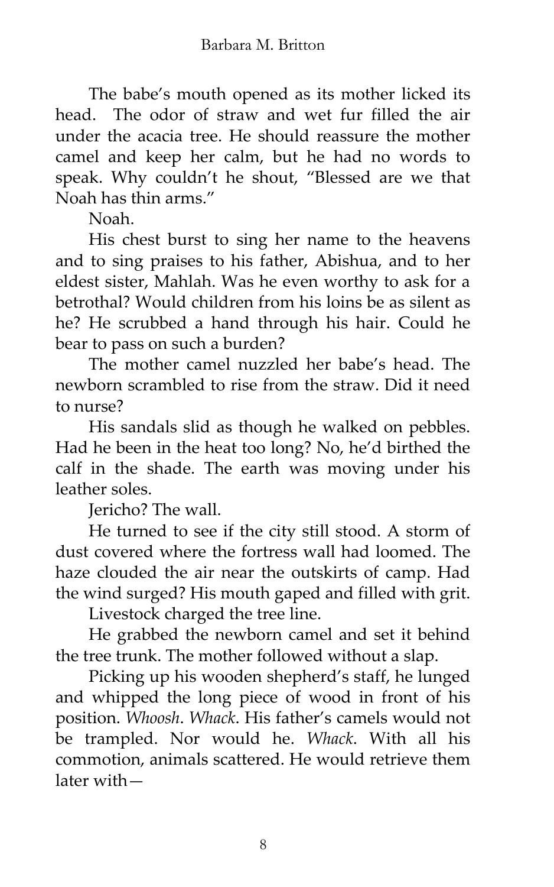The babe's mouth opened as its mother licked its head. The odor of straw and wet fur filled the air under the acacia tree. He should reassure the mother camel and keep her calm, but he had no words to speak. Why couldn't he shout, "Blessed are we that Noah has thin arms."

Noah.

His chest burst to sing her name to the heavens and to sing praises to his father, Abishua, and to her eldest sister, Mahlah. Was he even worthy to ask for a betrothal? Would children from his loins be as silent as he? He scrubbed a hand through his hair. Could he bear to pass on such a burden?

The mother camel nuzzled her babe's head. The newborn scrambled to rise from the straw. Did it need to nurse?

His sandals slid as though he walked on pebbles. Had he been in the heat too long? No, he'd birthed the calf in the shade. The earth was moving under his leather soles.

Jericho? The wall.

He turned to see if the city still stood. A storm of dust covered where the fortress wall had loomed. The haze clouded the air near the outskirts of camp. Had the wind surged? His mouth gaped and filled with grit.

Livestock charged the tree line.

He grabbed the newborn camel and set it behind the tree trunk. The mother followed without a slap.

Picking up his wooden shepherd's staff, he lunged and whipped the long piece of wood in front of his position. *Whoosh*. *Whack*. His father's camels would not be trampled. Nor would he. *Whack*. With all his commotion, animals scattered. He would retrieve them later with—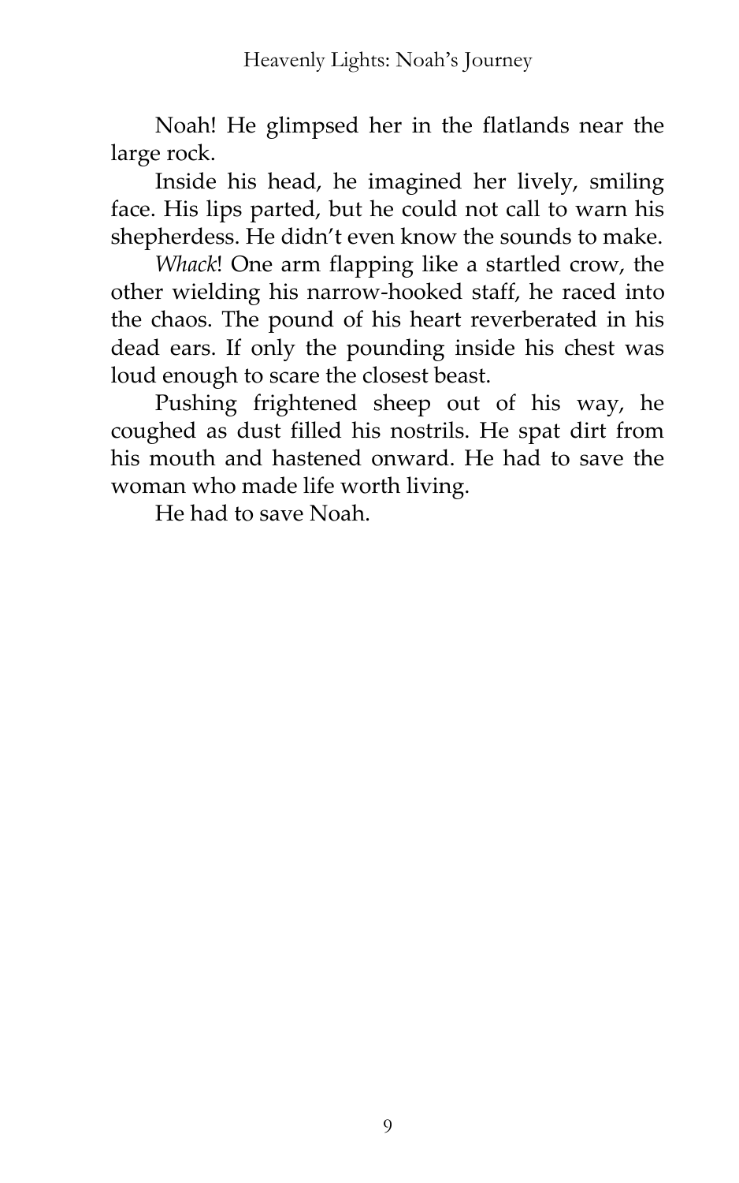Noah! He glimpsed her in the flatlands near the large rock.

Inside his head, he imagined her lively, smiling face. His lips parted, but he could not call to warn his shepherdess. He didn't even know the sounds to make.

*Whack*! One arm flapping like a startled crow, the other wielding his narrow-hooked staff, he raced into the chaos. The pound of his heart reverberated in his dead ears. If only the pounding inside his chest was loud enough to scare the closest beast.

Pushing frightened sheep out of his way, he coughed as dust filled his nostrils. He spat dirt from his mouth and hastened onward. He had to save the woman who made life worth living.

He had to save Noah.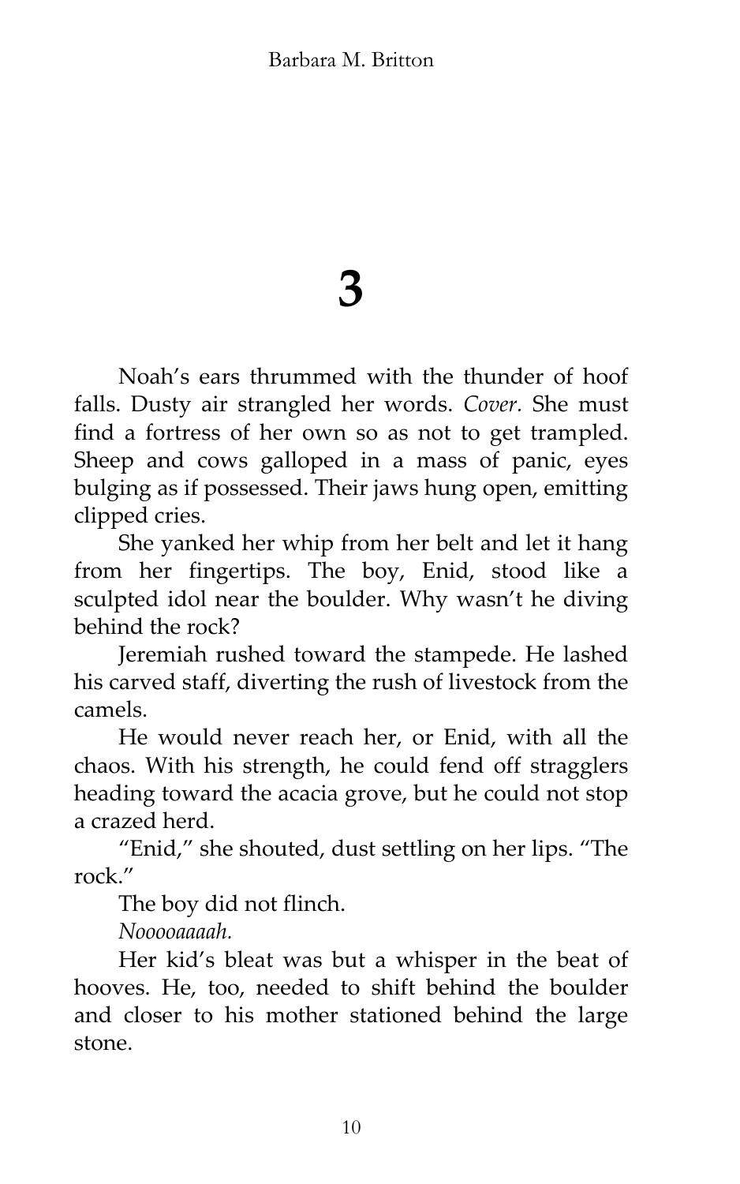# 3

Noah's ears thrummed with the thunder of hoof falls. Dusty air strangled her words. *Cover.* She must find a fortress of her own so as not to get trampled. Sheep and cows galloped in a mass of panic, eyes bulging as if possessed. Their jaws hung open, emitting clipped cries.

She yanked her whip from her belt and let it hang from her fingertips. The boy, Enid, stood like a sculpted idol near the boulder. Why wasn't he diving behind the rock?

Jeremiah rushed toward the stampede. He lashed his carved staff, diverting the rush of livestock from the camels.

He would never reach her, or Enid, with all the chaos. With his strength, he could fend off stragglers heading toward the acacia grove, but he could not stop a crazed herd.

"Enid," she shouted, dust settling on her lips. "The rock."

The boy did not flinch.

*Nooooaaaah.*

Her kid's bleat was but a whisper in the beat of hooves. He, too, needed to shift behind the boulder and closer to his mother stationed behind the large stone.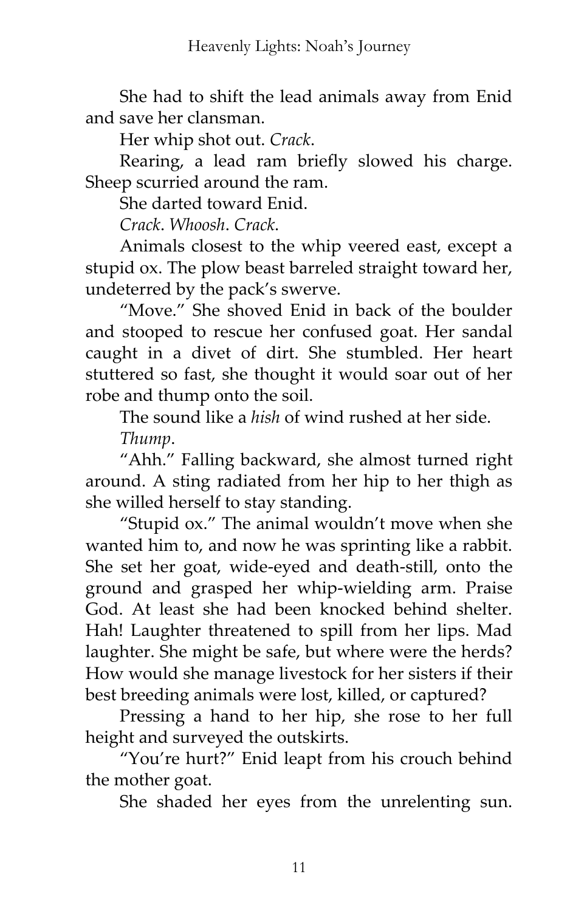She had to shift the lead animals away from Enid and save her clansman.

Her whip shot out. *Crack*.

Rearing, a lead ram briefly slowed his charge. Sheep scurried around the ram.

She darted toward Enid.

*Crack*. *Whoosh*. *Crack*.

Animals closest to the whip veered east, except a stupid ox. The plow beast barreled straight toward her, undeterred by the pack's swerve.

"Move." She shoved Enid in back of the boulder and stooped to rescue her confused goat. Her sandal caught in a divet of dirt. She stumbled. Her heart stuttered so fast, she thought it would soar out of her robe and thump onto the soil.

The sound like a *hish* of wind rushed at her side.

*Thump*.

"Ahh." Falling backward, she almost turned right around. A sting radiated from her hip to her thigh as she willed herself to stay standing.

"Stupid ox." The animal wouldn't move when she wanted him to, and now he was sprinting like a rabbit. She set her goat, wide-eyed and death-still, onto the ground and grasped her whip-wielding arm. Praise God. At least she had been knocked behind shelter. Hah! Laughter threatened to spill from her lips. Mad laughter. She might be safe, but where were the herds? How would she manage livestock for her sisters if their best breeding animals were lost, killed, or captured?

Pressing a hand to her hip, she rose to her full height and surveyed the outskirts.

"You're hurt?" Enid leapt from his crouch behind the mother goat.

She shaded her eyes from the unrelenting sun.